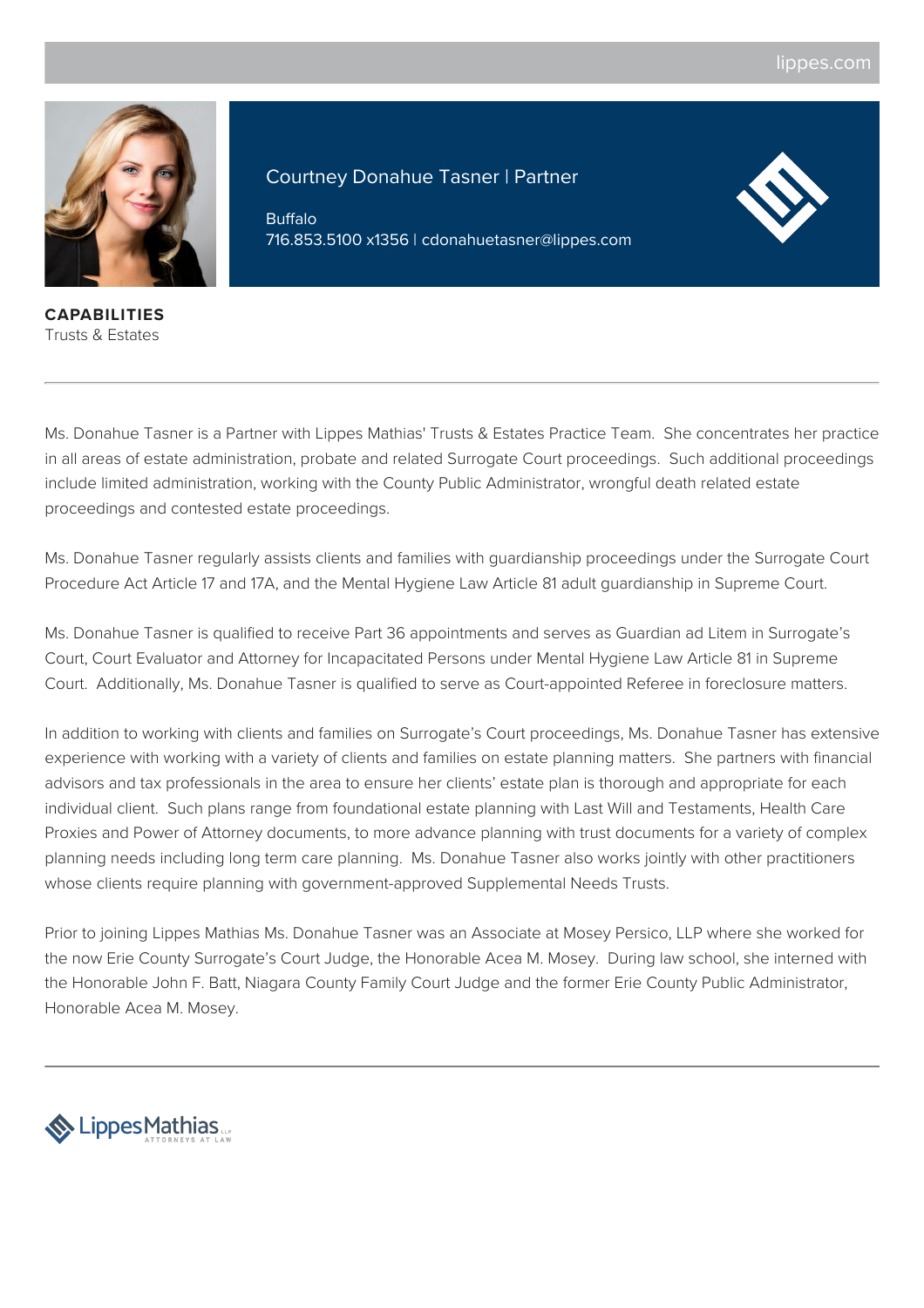lippes.com

# Courtney Donahue Tasner | Partner

Buffalo
716.853.5100 x1356 | cdonahuetasner@lippes.com

**CAPABILITIES**
Trusts & Estates

---

Ms. Donahue Tasner is a Partner with Lippes Mathias' Trusts & Estates Practice Team. She concentrates her practice in all areas of estate administration, probate and related Surrogate Court proceedings. Such additional proceedings include limited administration, working with the County Public Administrator, wrongful death related estate proceedings and contested estate proceedings.

Ms. Donahue Tasner regularly assists clients and families with guardianship proceedings under the Surrogate Court Procedure Act Article 17 and 17A, and the Mental Hygiene Law Article 81 adult guardianship in Supreme Court.

Ms. Donahue Tasner is qualified to receive Part 36 appointments and serves as Guardian ad Litem in Surrogate's Court, Court Evaluator and Attorney for Incapacitated Persons under Mental Hygiene Law Article 81 in Supreme Court. Additionally, Ms. Donahue Tasner is qualified to serve as Court-appointed Referee in foreclosure matters.

In addition to working with clients and families on Surrogate's Court proceedings, Ms. Donahue Tasner has extensive experience with working with a variety of clients and families on estate planning matters. She partners with financial advisors and tax professionals in the area to ensure her clients' estate plan is thorough and appropriate for each individual client. Such plans range from foundational estate planning with Last Will and Testaments, Health Care Proxies and Power of Attorney documents, to more advance planning with trust documents for a variety of complex planning needs including long term care planning. Ms. Donahue Tasner also works jointly with other practitioners whose clients require planning with government-approved Supplemental Needs Trusts.

Prior to joining Lippes Mathias Ms. Donahue Tasner was an Associate at Mosey Persico, LLP where she worked for the now Erie County Surrogate's Court Judge, the Honorable Acea M. Mosey. During law school, she interned with the Honorable John F. Batt, Niagara County Family Court Judge and the former Erie County Public Administrator, Honorable Acea M. Mosey.

---

LippesMathias LLP
ATTORNEYS AT LAW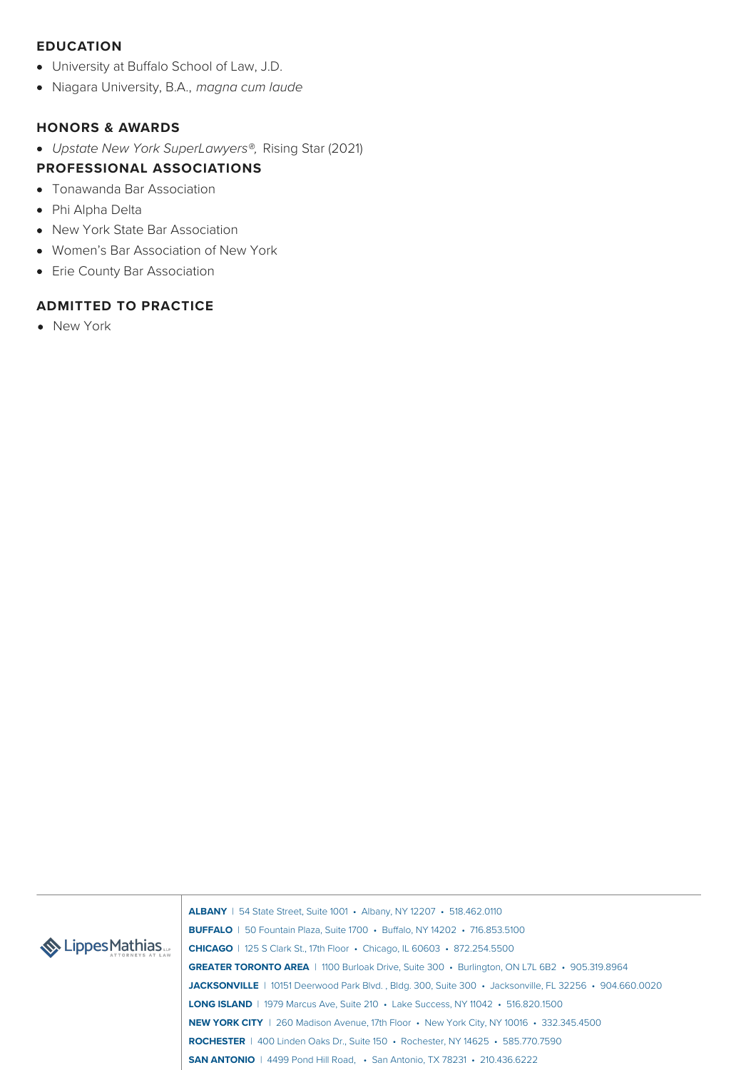## EDUCATION

- University at Buffalo School of Law, J.D.
- Niagara University, B.A., *magna cum laude*

## HONORS & AWARDS

- *Upstate New York SuperLawyers®,* Rising Star (2021)

## PROFESSIONAL ASSOCIATIONS

- Tonawanda Bar Association
- Phi Alpha Delta
- New York State Bar Association
- Women's Bar Association of New York
- Erie County Bar Association

## ADMITTED TO PRACTICE

- New York